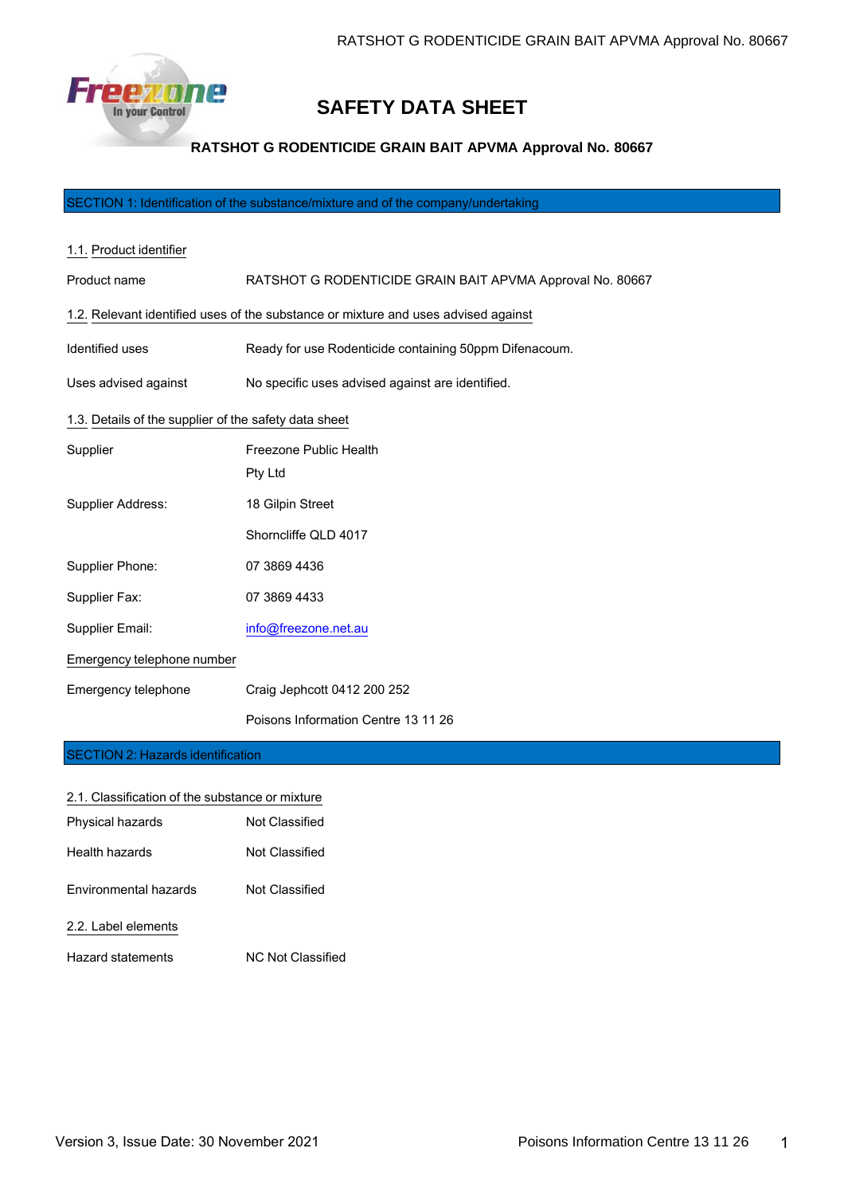# SAFETY DATA SHEET

**RATSHOT G RODENTICIDE GRAIN BAIT APVMA Approval No. 80667**

## SECTION 1: Identification of the substance/mixture and of the company/undertaking

### 1.1. Product identifier

| | |
|---|---|
| Product name | RATSHOT G RODENTICIDE GRAIN BAIT APVMA Approval No. 80667 |

### 1.2. Relevant identified uses of the substance or mixture and uses advised against

| | |
|---|---|
| Identified uses | Ready for use Rodenticide containing 50ppm Difenacoum. |
| Uses advised against | No specific uses advised against are identified. |

### 1.3. Details of the supplier of the safety data sheet

| | |
|---|---|
| Supplier | Freezone Public Health Pty Ltd |
| Supplier Address: | 18 Gilpin Street Shorncliffe QLD 4017 |
| Supplier Phone: | 07 3869 4436 |
| Supplier Fax: | 07 3869 4433 |
| Supplier Email: | info@freezone.net.au |

### Emergency telephone number

| | |
|---|---|
| Emergency telephone | Craig Jephcott 0412 200 252<br>Poisons Information Centre 13 11 26 |

## SECTION 2: Hazards identification

### 2.1. Classification of the substance or mixture

| | |
|---|---|
| Physical hazards | Not Classified |
| Health hazards | Not Classified |
| Environmental hazards | Not Classified |

### 2.2. Label elements

| | |
|---|---|
| Hazard statements | NC Not Classified |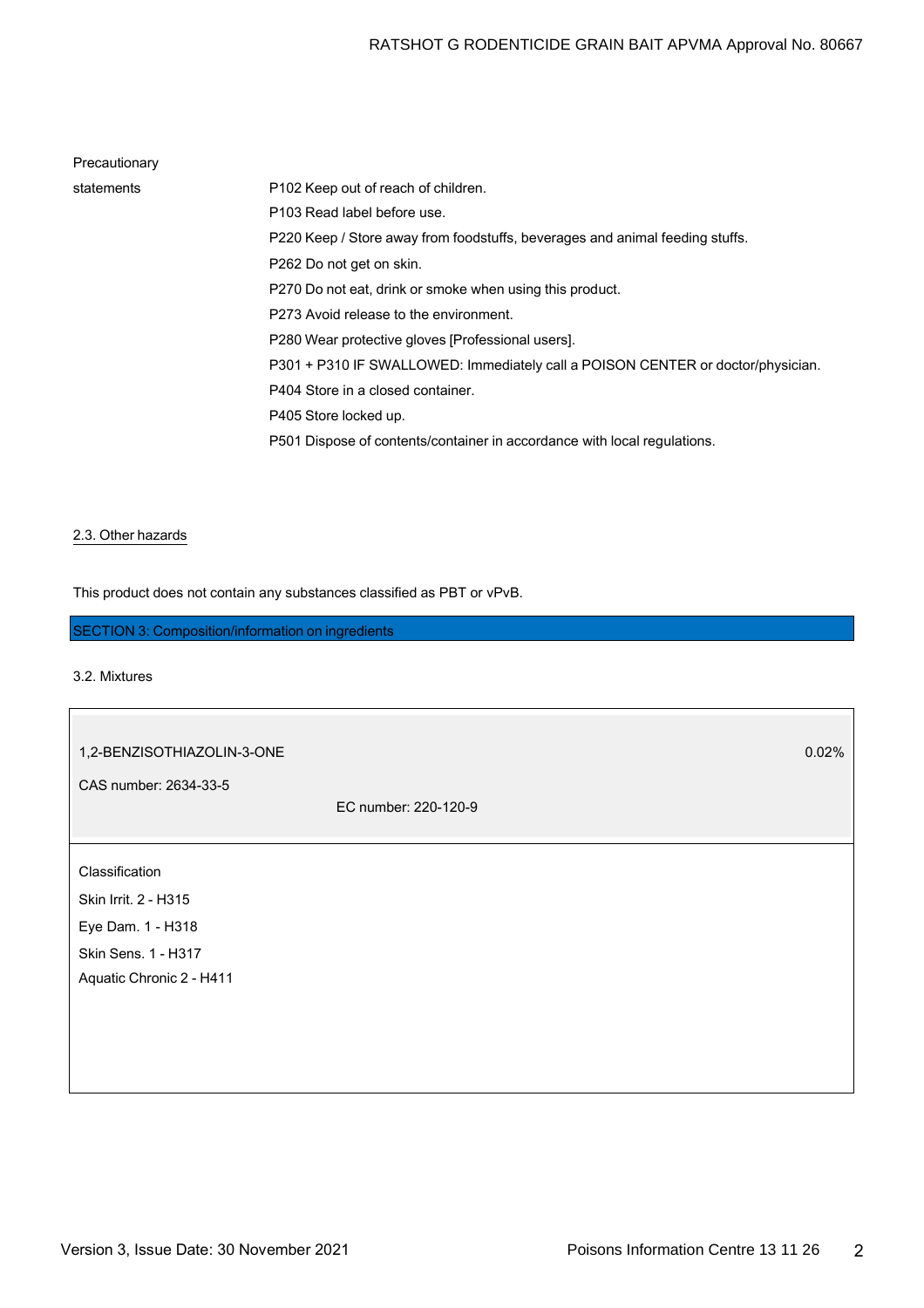Precautionary statements

P102 Keep out of reach of children.
P103 Read label before use.
P220 Keep / Store away from foodstuffs, beverages and animal feeding stuffs.
P262 Do not get on skin.
P270 Do not eat, drink or smoke when using this product.
P273 Avoid release to the environment.
P280 Wear protective gloves [Professional users].
P301 + P310 IF SWALLOWED: Immediately call a POISON CENTER or doctor/physician.
P404 Store in a closed container.
P405 Store locked up.
P501 Dispose of contents/container in accordance with local regulations.

### 2.3. Other hazards

This product does not contain any substances classified as PBT or vPvB.

## SECTION 3: Composition/information on ingredients

### 3.2. Mixtures

| 1,2-BENZISOTHIAZOLIN-3-ONE | | 0.02% |
|---|---|---|
| CAS number: 2634-33-5 | EC number: 220-120-9 | |

Classification
Skin Irrit. 2 - H315
Eye Dam. 1 - H318
Skin Sens. 1 - H317
Aquatic Chronic 2 - H411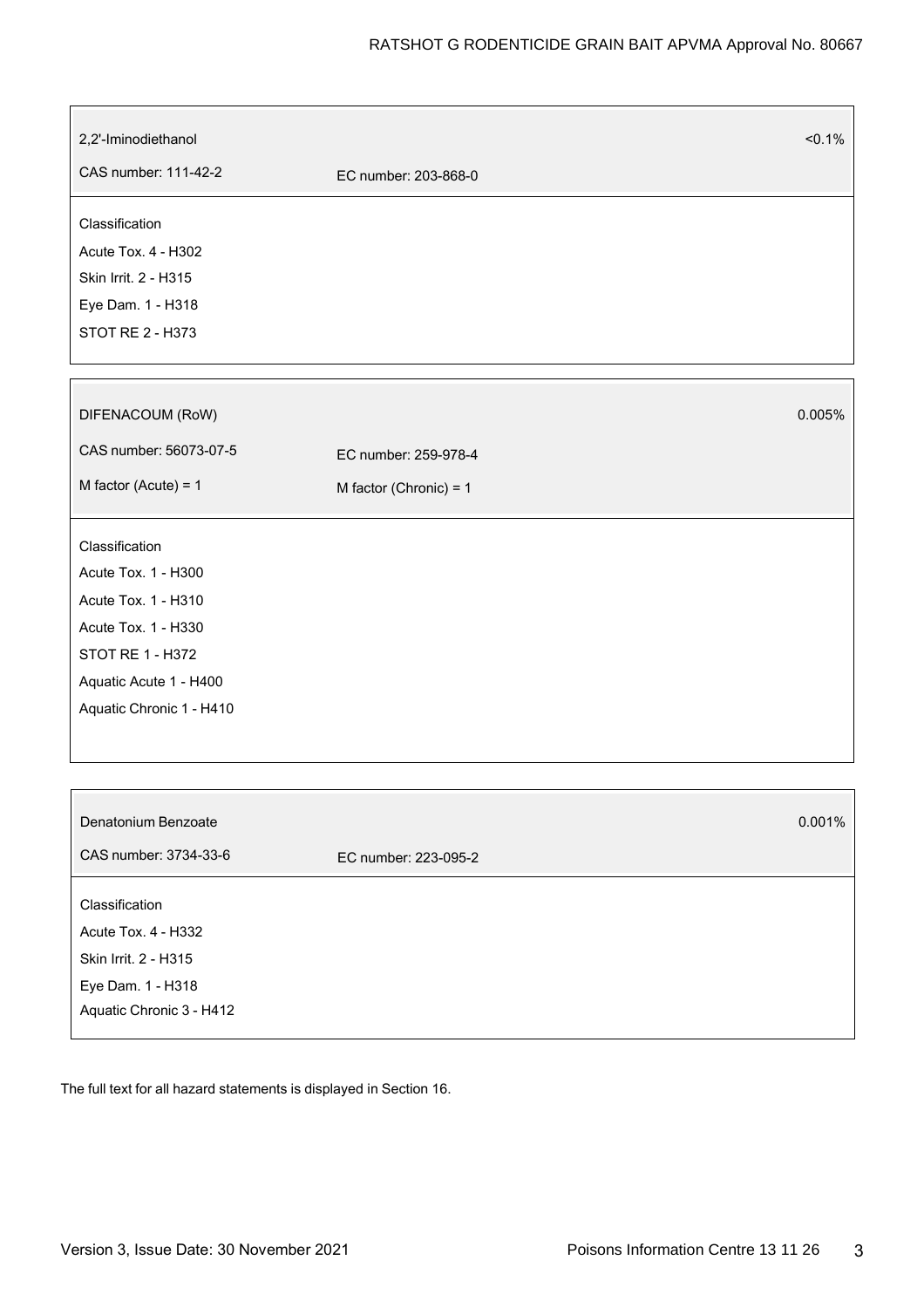| 2,2'-Iminodiethanol | | <0.1% |
|---|---|---|
| CAS number: 111-42-2 | EC number: 203-868-0 | |

Classification
Acute Tox. 4 - H302
Skin Irrit. 2 - H315
Eye Dam. 1 - H318
STOT RE 2 - H373

| DIFENACOUM (RoW) | | 0.005% |
|---|---|---|
| CAS number: 56073-07-5 | EC number: 259-978-4 | |
| M factor (Acute) = 1 | M factor (Chronic) = 1 | |

Classification
Acute Tox. 1 - H300
Acute Tox. 1 - H310
Acute Tox. 1 - H330
STOT RE 1 - H372
Aquatic Acute 1 - H400
Aquatic Chronic 1 - H410

| Denatonium Benzoate | | 0.001% |
|---|---|---|
| CAS number: 3734-33-6 | EC number: 223-095-2 | |

Classification
Acute Tox. 4 - H332
Skin Irrit. 2 - H315
Eye Dam. 1 - H318
Aquatic Chronic 3 - H412

The full text for all hazard statements is displayed in Section 16.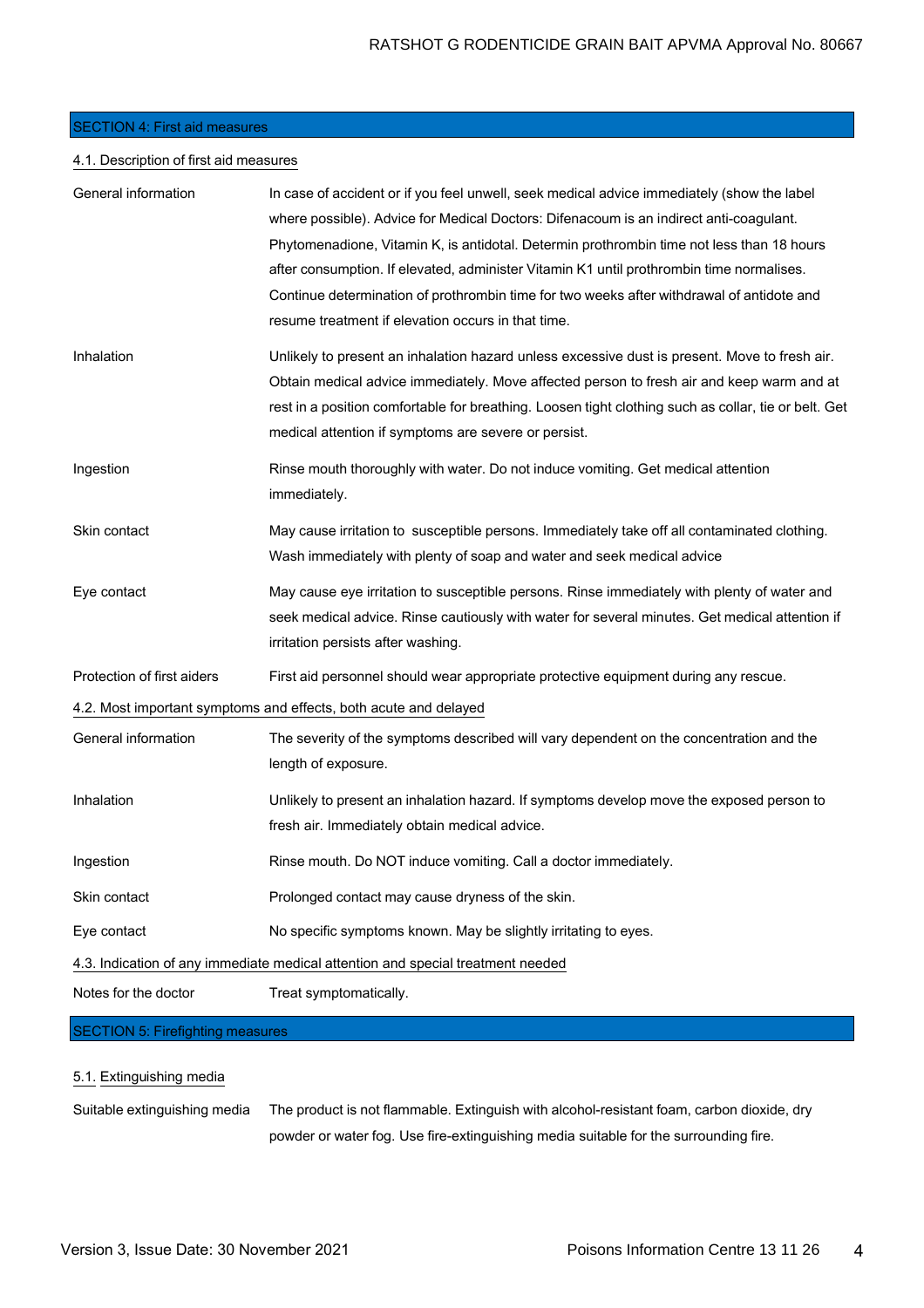## SECTION 4: First aid measures

### 4.1. Description of first aid measures

| | |
|---|---|
| General information | In case of accident or if you feel unwell, seek medical advice immediately (show the label where possible). Advice for Medical Doctors: Difenacoum is an indirect anti-coagulant. Phytomenadione, Vitamin K, is antidotal. Determin prothrombin time not less than 18 hours after consumption. If elevated, administer Vitamin K1 until prothrombin time normalises. Continue determination of prothrombin time for two weeks after withdrawal of antidote and resume treatment if elevation occurs in that time. |
| Inhalation | Unlikely to present an inhalation hazard unless excessive dust is present. Move to fresh air. Obtain medical advice immediately. Move affected person to fresh air and keep warm and at rest in a position comfortable for breathing. Loosen tight clothing such as collar, tie or belt. Get medical attention if symptoms are severe or persist. |
| Ingestion | Rinse mouth thoroughly with water. Do not induce vomiting. Get medical attention immediately. |
| Skin contact | May cause irritation to susceptible persons. Immediately take off all contaminated clothing. Wash immediately with plenty of soap and water and seek medical advice |
| Eye contact | May cause eye irritation to susceptible persons. Rinse immediately with plenty of water and seek medical advice. Rinse cautiously with water for several minutes. Get medical attention if irritation persists after washing. |
| Protection of first aiders | First aid personnel should wear appropriate protective equipment during any rescue. |

### 4.2. Most important symptoms and effects, both acute and delayed

| | |
|---|---|
| General information | The severity of the symptoms described will vary dependent on the concentration and the length of exposure. |
| Inhalation | Unlikely to present an inhalation hazard. If symptoms develop move the exposed person to fresh air. Immediately obtain medical advice. |
| Ingestion | Rinse mouth. Do NOT induce vomiting. Call a doctor immediately. |
| Skin contact | Prolonged contact may cause dryness of the skin. |
| Eye contact | No specific symptoms known. May be slightly irritating to eyes. |

### 4.3. Indication of any immediate medical attention and special treatment needed

| | |
|---|---|
| Notes for the doctor | Treat symptomatically. |

## SECTION 5: Firefighting measures

### 5.1. Extinguishing media

| | |
|---|---|
| Suitable extinguishing media | The product is not flammable. Extinguish with alcohol-resistant foam, carbon dioxide, dry powder or water fog. Use fire-extinguishing media suitable for the surrounding fire. |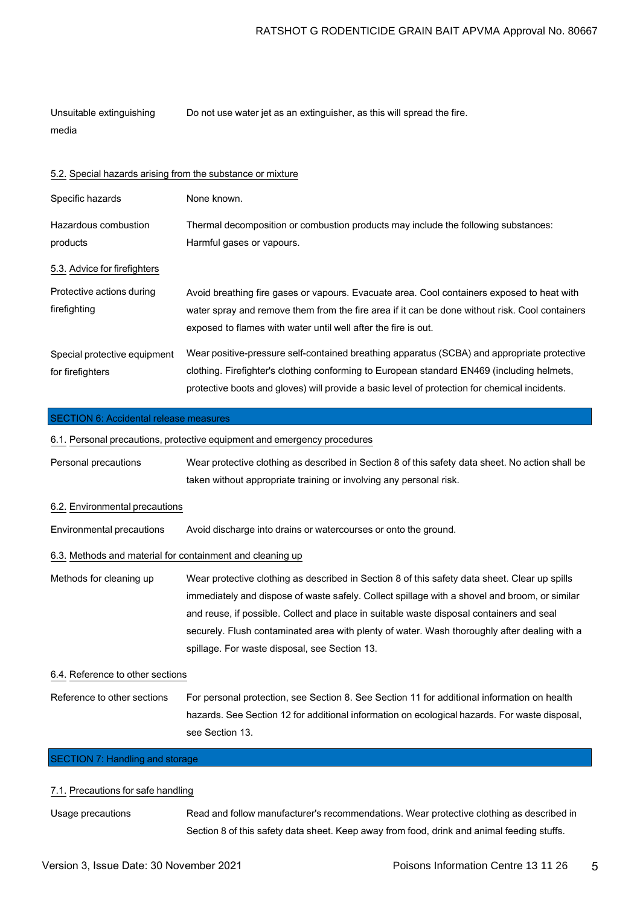| | |
|---|---|
| Unsuitable extinguishing media | Do not use water jet as an extinguisher, as this will spread the fire. |

### 5.2. Special hazards arising from the substance or mixture

| | |
|---|---|
| Specific hazards | None known. |
| Hazardous combustion products | Thermal decomposition or combustion products may include the following substances: Harmful gases or vapours. |

### 5.3. Advice for firefighters

| | |
|---|---|
| Protective actions during firefighting | Avoid breathing fire gases or vapours. Evacuate area. Cool containers exposed to heat with water spray and remove them from the fire area if it can be done without risk. Cool containers exposed to flames with water until well after the fire is out. |
| Special protective equipment for firefighters | Wear positive-pressure self-contained breathing apparatus (SCBA) and appropriate protective clothing. Firefighter's clothing conforming to European standard EN469 (including helmets, protective boots and gloves) will provide a basic level of protection for chemical incidents. |

## SECTION 6: Accidental release measures

### 6.1. Personal precautions, protective equipment and emergency procedures

| | |
|---|---|
| Personal precautions | Wear protective clothing as described in Section 8 of this safety data sheet. No action shall be taken without appropriate training or involving any personal risk. |

### 6.2. Environmental precautions

| | |
|---|---|
| Environmental precautions | Avoid discharge into drains or watercourses or onto the ground. |

### 6.3. Methods and material for containment and cleaning up

| | |
|---|---|
| Methods for cleaning up | Wear protective clothing as described in Section 8 of this safety data sheet. Clear up spills immediately and dispose of waste safely. Collect spillage with a shovel and broom, or similar and reuse, if possible. Collect and place in suitable waste disposal containers and seal securely. Flush contaminated area with plenty of water. Wash thoroughly after dealing with a spillage. For waste disposal, see Section 13. |

### 6.4. Reference to other sections

| | |
|---|---|
| Reference to other sections | For personal protection, see Section 8. See Section 11 for additional information on health hazards. See Section 12 for additional information on ecological hazards. For waste disposal, see Section 13. |

## SECTION 7: Handling and storage

### 7.1. Precautions for safe handling

| | |
|---|---|
| Usage precautions | Read and follow manufacturer's recommendations. Wear protective clothing as described in Section 8 of this safety data sheet. Keep away from food, drink and animal feeding stuffs. |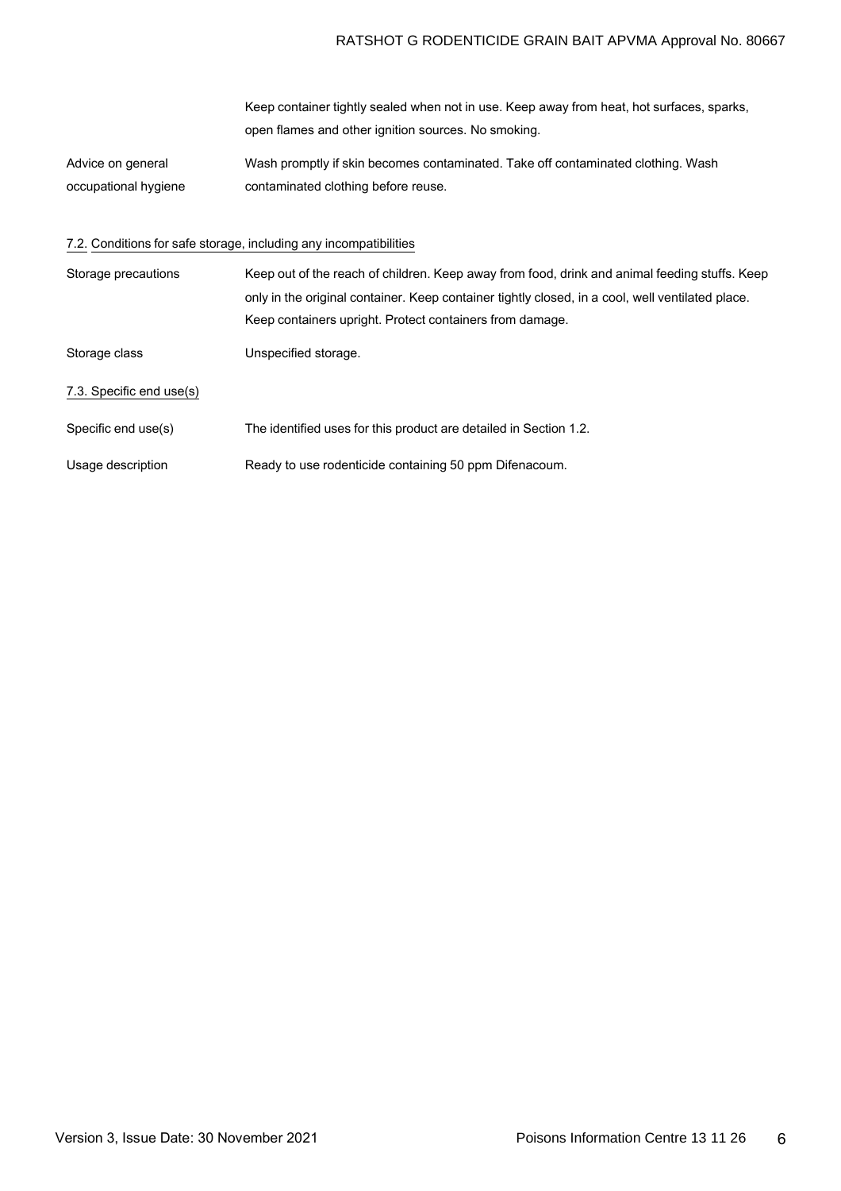| | |
|---|---|
| | Keep container tightly sealed when not in use. Keep away from heat, hot surfaces, sparks, open flames and other ignition sources. No smoking. |
| Advice on general occupational hygiene | Wash promptly if skin becomes contaminated. Take off contaminated clothing. Wash contaminated clothing before reuse. |

7.2. Conditions for safe storage, including any incompatibilities

| | |
|---|---|
| Storage precautions | Keep out of the reach of children. Keep away from food, drink and animal feeding stuffs. Keep only in the original container. Keep container tightly closed, in a cool, well ventilated place. Keep containers upright. Protect containers from damage. |
| Storage class | Unspecified storage. |

7.3. Specific end use(s)

| | |
|---|---|
| Specific end use(s) | The identified uses for this product are detailed in Section 1.2. |
| Usage description | Ready to use rodenticide containing 50 ppm Difenacoum. |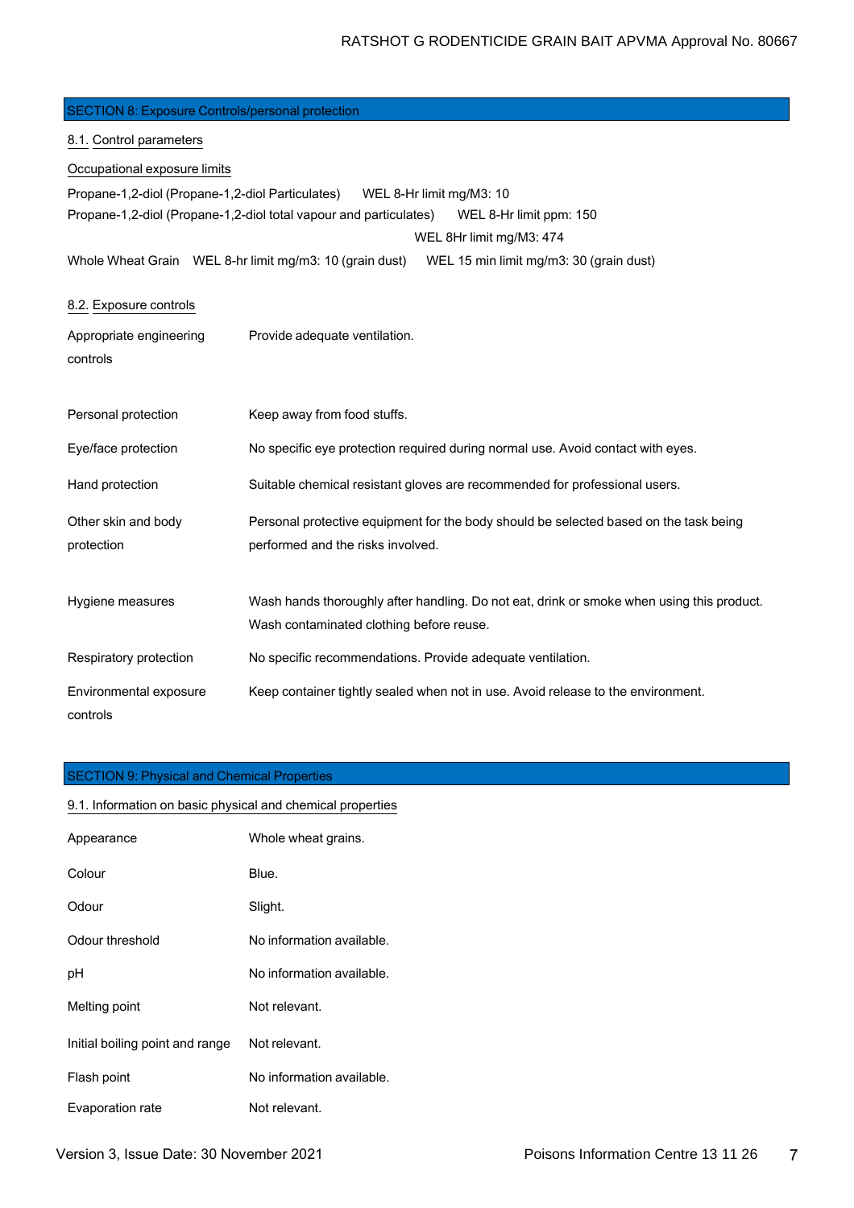## SECTION 8: Exposure Controls/personal protection

### 8.1. Control parameters

**Occupational exposure limits**

Propane-1,2-diol (Propane-1,2-diol Particulates) WEL 8-Hr limit mg/M3: 10

Propane-1,2-diol (Propane-1,2-diol total vapour and particulates) WEL 8-Hr limit ppm: 150

WEL 8Hr limit mg/M3: 474

Whole Wheat Grain WEL 8-hr limit mg/m3: 10 (grain dust) WEL 15 min limit mg/m3: 30 (grain dust)

### 8.2. Exposure controls

| | |
|---|---|
| Appropriate engineering controls | Provide adequate ventilation. |
| Personal protection | Keep away from food stuffs. |
| Eye/face protection | No specific eye protection required during normal use. Avoid contact with eyes. |
| Hand protection | Suitable chemical resistant gloves are recommended for professional users. |
| Other skin and body protection | Personal protective equipment for the body should be selected based on the task being performed and the risks involved. |
| Hygiene measures | Wash hands thoroughly after handling. Do not eat, drink or smoke when using this product. Wash contaminated clothing before reuse. |
| Respiratory protection | No specific recommendations. Provide adequate ventilation. |
| Environmental exposure controls | Keep container tightly sealed when not in use. Avoid release to the environment. |

## SECTION 9: Physical and Chemical Properties

### 9.1. Information on basic physical and chemical properties

| | |
|---|---|
| Appearance | Whole wheat grains. |
| Colour | Blue. |
| Odour | Slight. |
| Odour threshold | No information available. |
| pH | No information available. |
| Melting point | Not relevant. |
| Initial boiling point and range | Not relevant. |
| Flash point | No information available. |
| Evaporation rate | Not relevant. |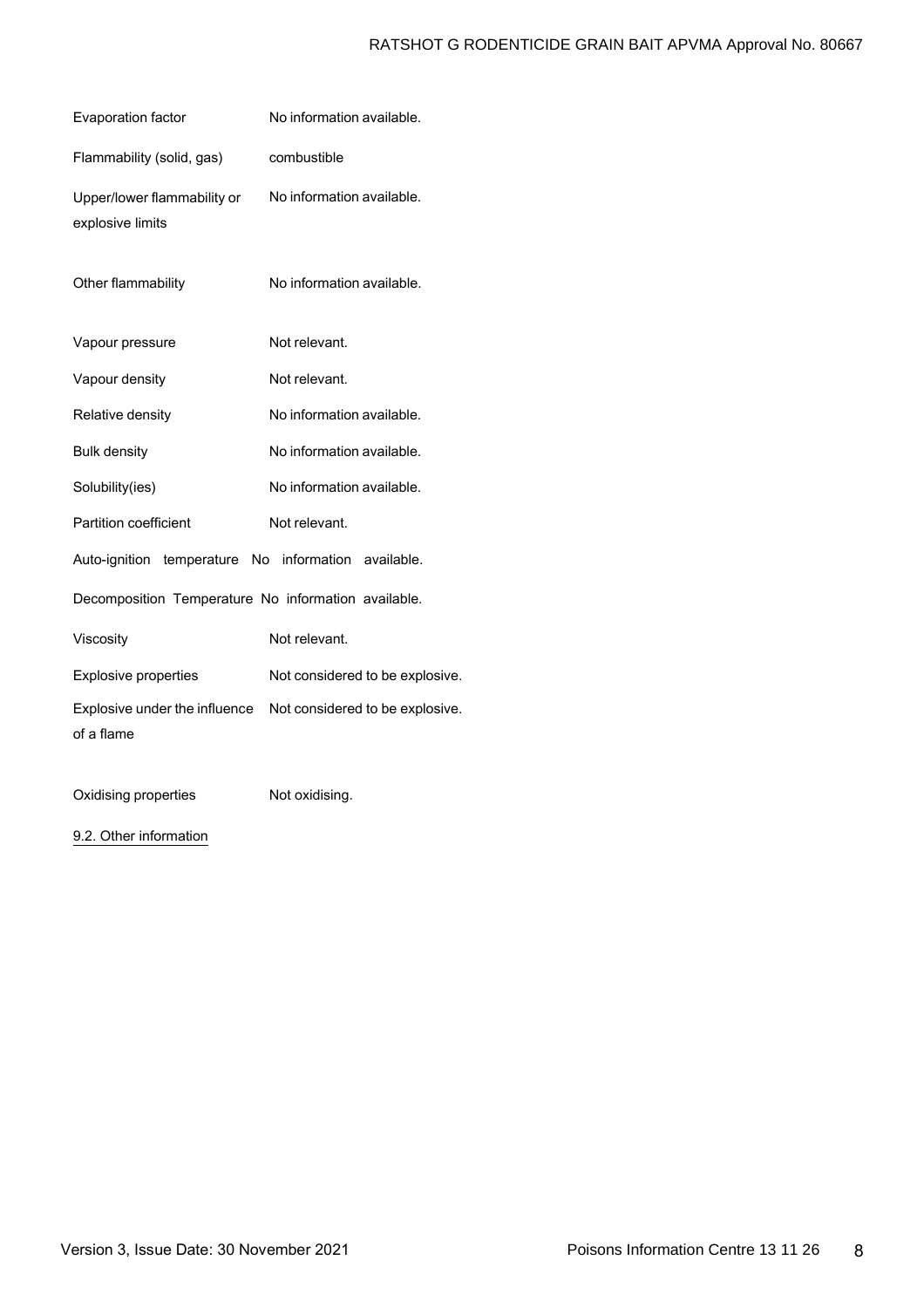| | |
|---|---|
| Evaporation factor | No information available. |
| Flammability (solid, gas) | combustible |
| Upper/lower flammability or explosive limits | No information available. |
| Other flammability | No information available. |
| Vapour pressure | Not relevant. |
| Vapour density | Not relevant. |
| Relative density | No information available. |
| Bulk density | No information available. |
| Solubility(ies) | No information available. |
| Partition coefficient | Not relevant. |
| Auto-ignition temperature | No information available. |
| Decomposition Temperature | No information available. |
| Viscosity | Not relevant. |
| Explosive properties | Not considered to be explosive. |
| Explosive under the influence of a flame | Not considered to be explosive. |
| Oxidising properties | Not oxidising. |

9.2. Other information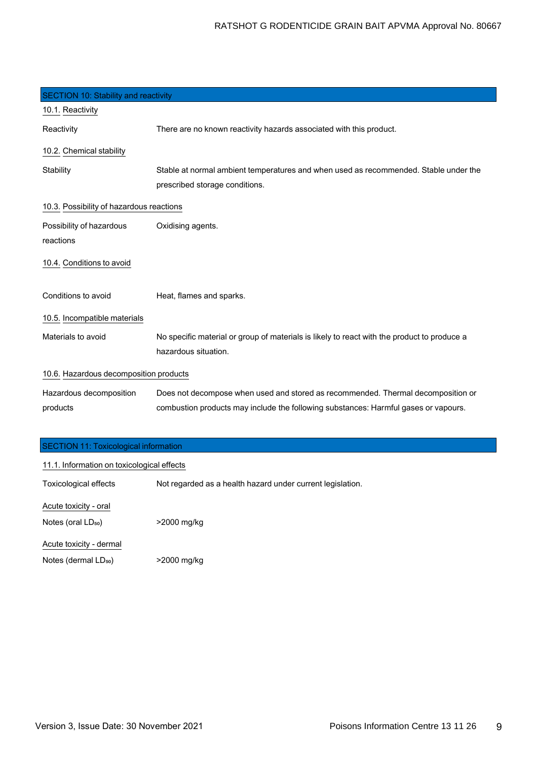## SECTION 10: Stability and reactivity

### 10.1. Reactivity

| | |
|---|---|
| Reactivity | There are no known reactivity hazards associated with this product. |

### 10.2. Chemical stability

| | |
|---|---|
| Stability | Stable at normal ambient temperatures and when used as recommended. Stable under the prescribed storage conditions. |

### 10.3. Possibility of hazardous reactions

| | |
|---|---|
| Possibility of hazardous reactions | Oxidising agents. |

### 10.4. Conditions to avoid

| | |
|---|---|
| Conditions to avoid | Heat, flames and sparks. |

### 10.5. Incompatible materials

| | |
|---|---|
| Materials to avoid | No specific material or group of materials is likely to react with the product to produce a hazardous situation. |

### 10.6. Hazardous decomposition products

| | |
|---|---|
| Hazardous decomposition products | Does not decompose when used and stored as recommended. Thermal decomposition or combustion products may include the following substances: Harmful gases or vapours. |

## SECTION 11: Toxicological information

### 11.1. Information on toxicological effects

| | |
|---|---|
| Toxicological effects | Not regarded as a health hazard under current legislation. |

**Acute toxicity - oral**

| | |
|---|---|
| Notes (oral $LD_{50}$) | >2000 mg/kg |

**Acute toxicity - dermal**

| | |
|---|---|
| Notes (dermal $LD_{50}$) | >2000 mg/kg |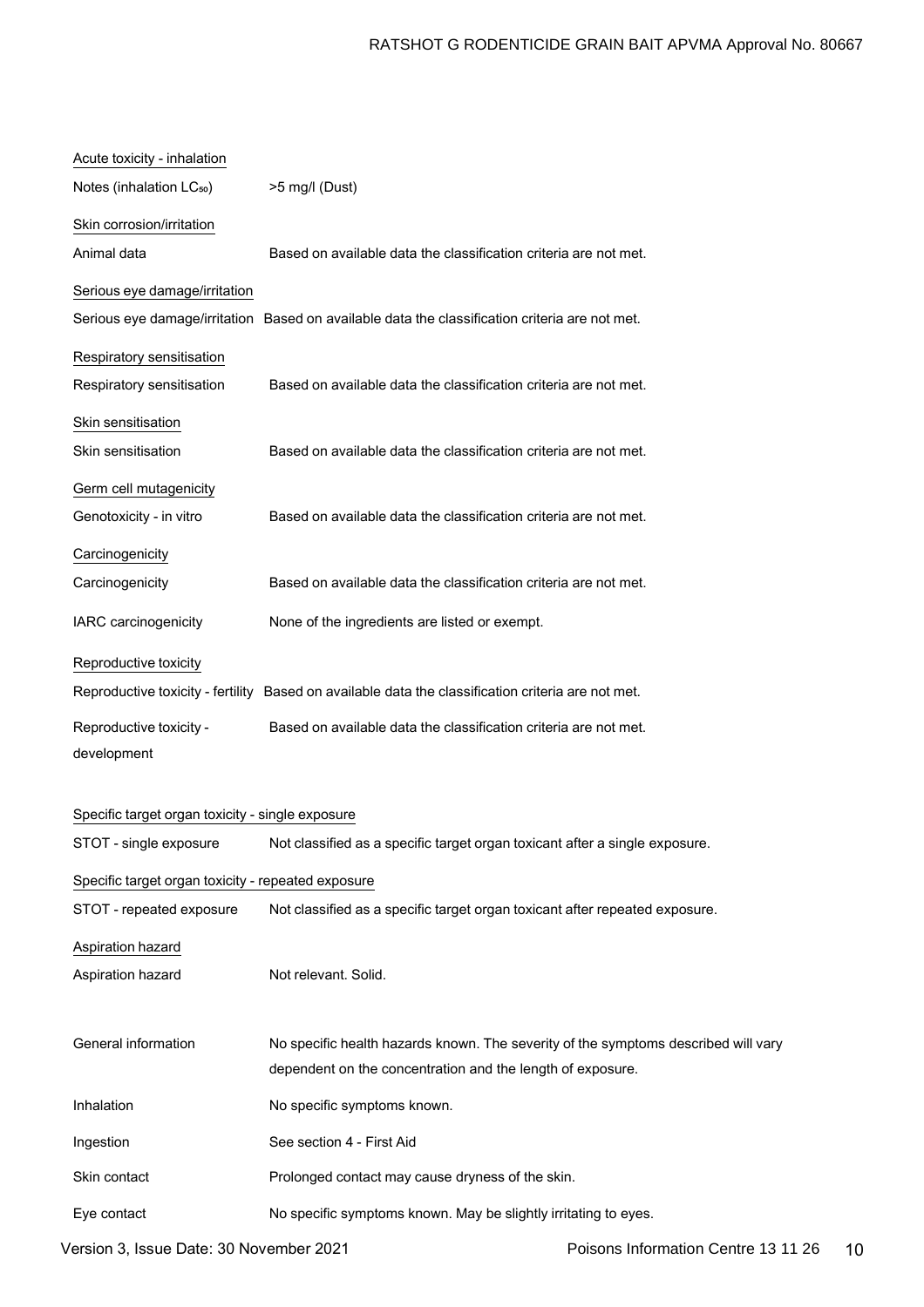Acute toxicity - inhalation

Notes (inhalation $LC_{50}$) >5 mg/l (Dust)

Skin corrosion/irritation

Animal data Based on available data the classification criteria are not met.

Serious eye damage/irritation

Serious eye damage/irritation Based on available data the classification criteria are not met.

Respiratory sensitisation

Respiratory sensitisation Based on available data the classification criteria are not met.

Skin sensitisation

Skin sensitisation Based on available data the classification criteria are not met.

Germ cell mutagenicity

Genotoxicity - in vitro Based on available data the classification criteria are not met.

Carcinogenicity

Carcinogenicity Based on available data the classification criteria are not met.

IARC carcinogenicity None of the ingredients are listed or exempt.

Reproductive toxicity

Reproductive toxicity - fertility Based on available data the classification criteria are not met.

Reproductive toxicity - development Based on available data the classification criteria are not met.

Specific target organ toxicity - single exposure

STOT - single exposure Not classified as a specific target organ toxicant after a single exposure.

Specific target organ toxicity - repeated exposure

STOT - repeated exposure Not classified as a specific target organ toxicant after repeated exposure.

Aspiration hazard

Aspiration hazard Not relevant. Solid.

General information No specific health hazards known. The severity of the symptoms described will vary dependent on the concentration and the length of exposure.

Inhalation No specific symptoms known.

Ingestion See section 4 - First Aid

Skin contact Prolonged contact may cause dryness of the skin.

Eye contact No specific symptoms known. May be slightly irritating to eyes.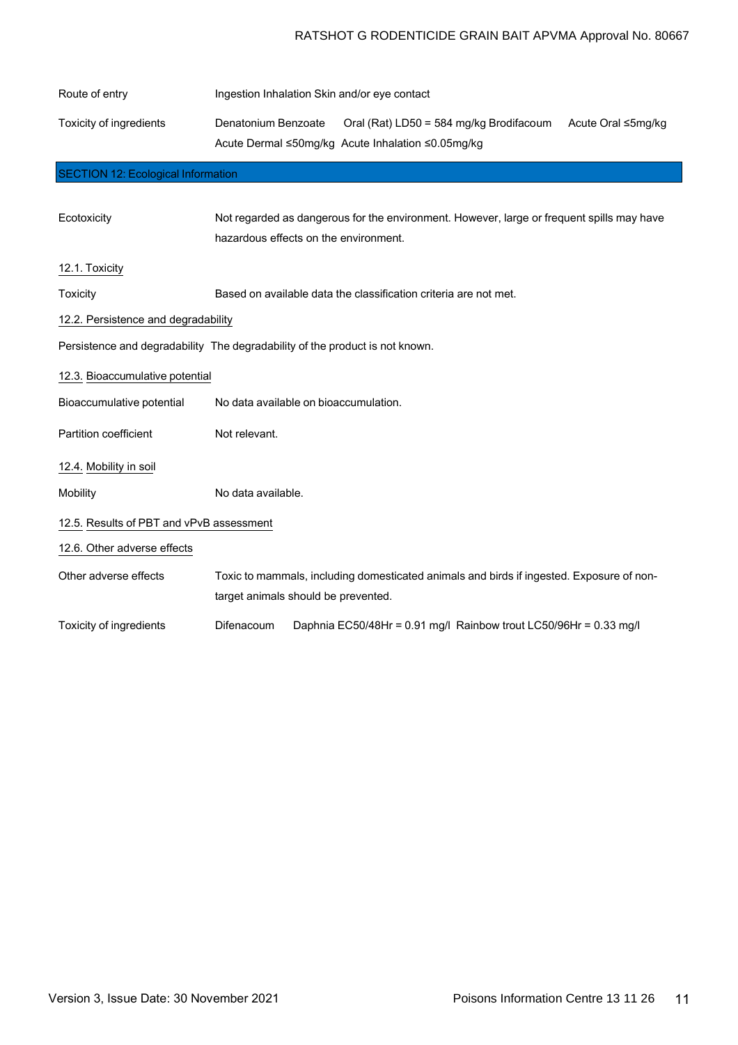| | |
|---|---|
| Route of entry | Ingestion Inhalation Skin and/or eye contact |
| Toxicity of ingredients | Denatonium Benzoate Oral (Rat) LD50 = 584 mg/kg Brodifacoum Acute Oral ≤5mg/kg Acute Dermal ≤50mg/kg Acute Inhalation ≤0.05mg/kg |

## SECTION 12: Ecological Information

| | |
|---|---|
| Ecotoxicity | Not regarded as dangerous for the environment. However, large or frequent spills may have hazardous effects on the environment. |

### 12.1. Toxicity

| | |
|---|---|
| Toxicity | Based on available data the classification criteria are not met. |

### 12.2. Persistence and degradability

| | |
|---|---|
| Persistence and degradability | The degradability of the product is not known. |

### 12.3. Bioaccumulative potential

| | |
|---|---|
| Bioaccumulative potential | No data available on bioaccumulation. |
| Partition coefficient | Not relevant. |

### 12.4. Mobility in soil

| | |
|---|---|
| Mobility | No data available. |

### 12.5. Results of PBT and vPvB assessment

### 12.6. Other adverse effects

| | |
|---|---|
| Other adverse effects | Toxic to mammals, including domesticated animals and birds if ingested. Exposure of non-target animals should be prevented. |
| Toxicity of ingredients | Difenacoum Daphnia EC50/48Hr = 0.91 mg/l Rainbow trout LC50/96Hr = 0.33 mg/l |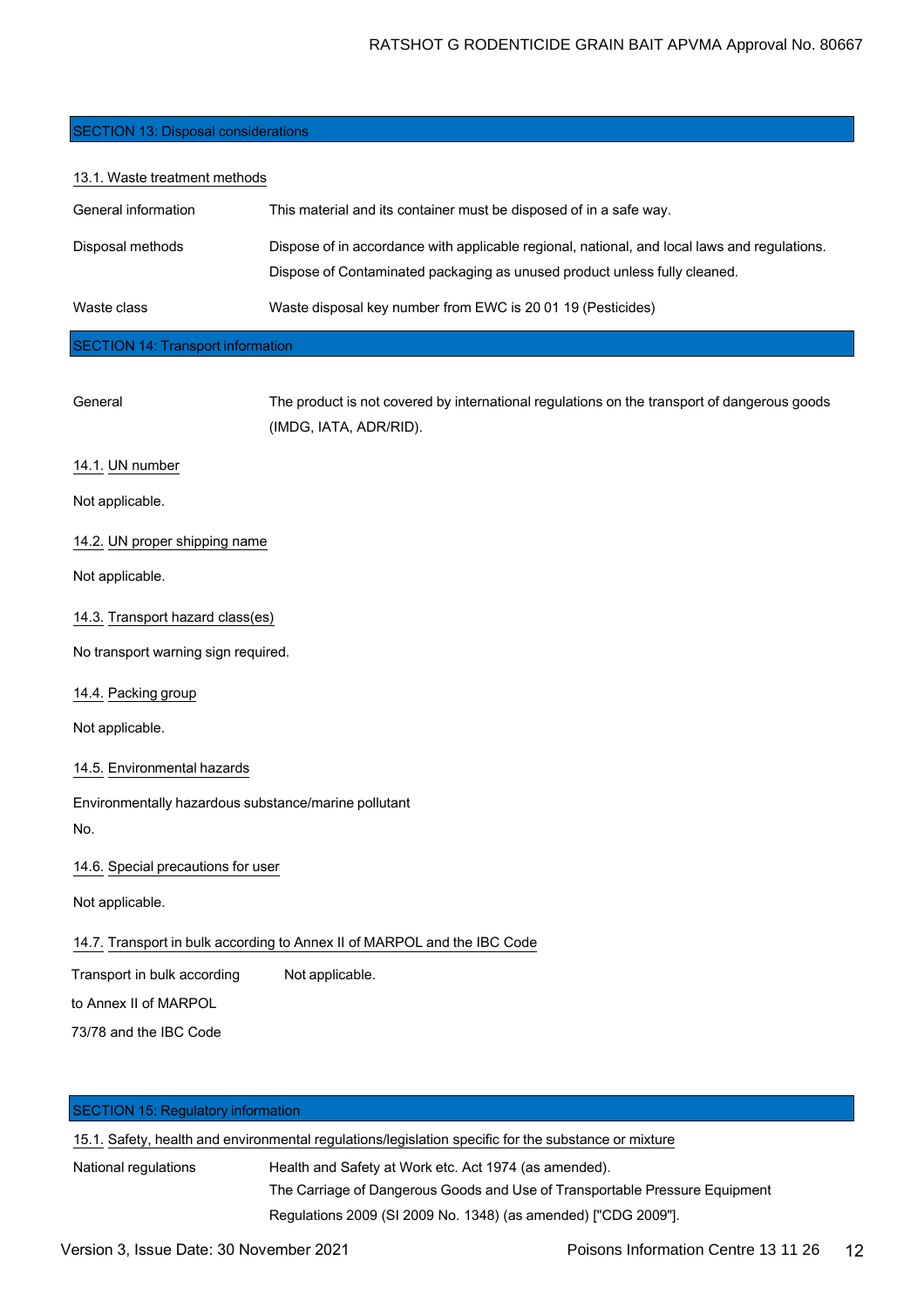## SECTION 13: Disposal considerations

### 13.1. Waste treatment methods

| | |
|---|---|
| General information | This material and its container must be disposed of in a safe way. |
| Disposal methods | Dispose of in accordance with applicable regional, national, and local laws and regulations. Dispose of Contaminated packaging as unused product unless fully cleaned. |
| Waste class | Waste disposal key number from EWC is 20 01 19 (Pesticides) |

## SECTION 14: Transport information

| | |
|---|---|
| General | The product is not covered by international regulations on the transport of dangerous goods (IMDG, IATA, ADR/RID). |

### 14.1. UN number

Not applicable.

### 14.2. UN proper shipping name

Not applicable.

### 14.3. Transport hazard class(es)

No transport warning sign required.

### 14.4. Packing group

Not applicable.

### 14.5. Environmental hazards

Environmentally hazardous substance/marine pollutant

No.

### 14.6. Special precautions for user

Not applicable.

### 14.7. Transport in bulk according to Annex II of MARPOL and the IBC Code

| | |
|---|---|
| Transport in bulk according to Annex II of MARPOL 73/78 and the IBC Code | Not applicable. |

## SECTION 15: Regulatory information

### 15.1. Safety, health and environmental regulations/legislation specific for the substance or mixture

| | |
|---|---|
| National regulations | Health and Safety at Work etc. Act 1974 (as amended). The Carriage of Dangerous Goods and Use of Transportable Pressure Equipment Regulations 2009 (SI 2009 No. 1348) (as amended) ["CDG 2009"]. |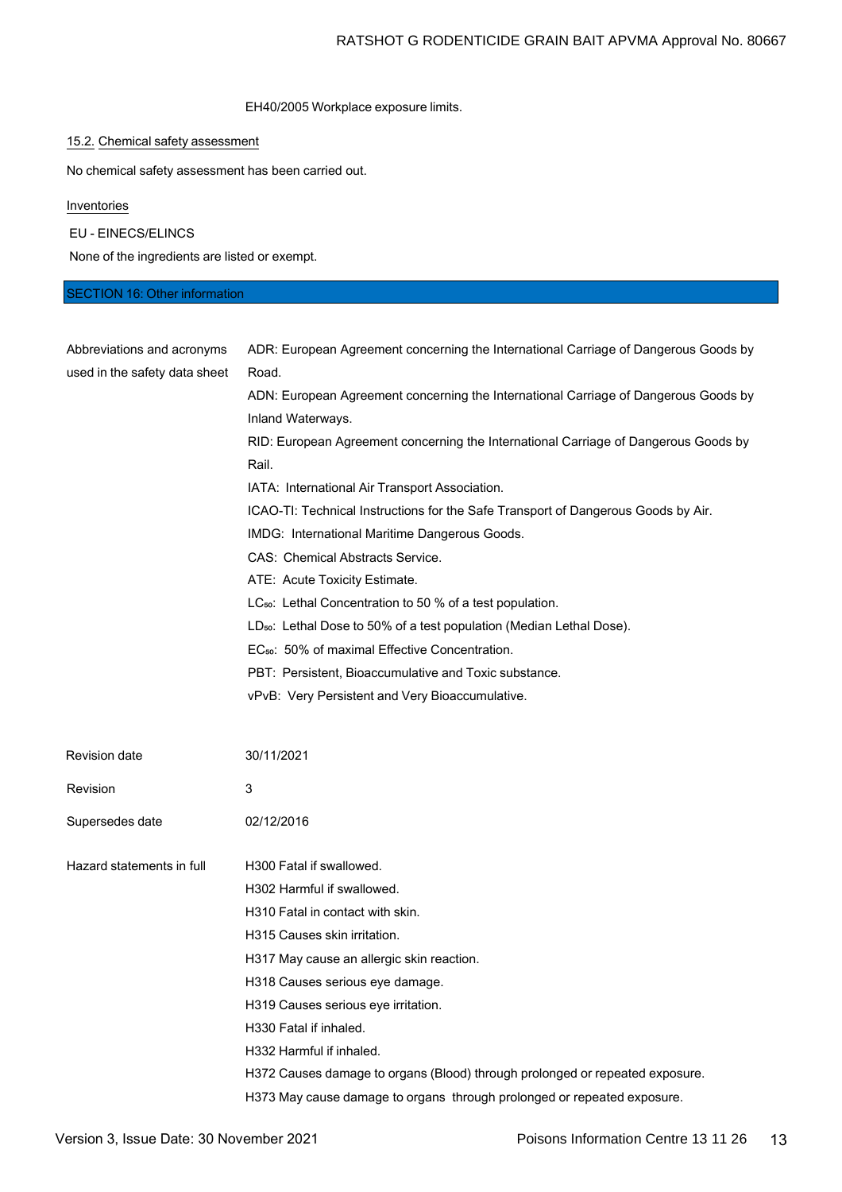EH40/2005 Workplace exposure limits.

### 15.2. Chemical safety assessment

No chemical safety assessment has been carried out.

### Inventories

EU - EINECS/ELINCS

None of the ingredients are listed or exempt.

## SECTION 16: Other information

| | |
|---|---|
| Abbreviations and acronyms used in the safety data sheet | ADR: European Agreement concerning the International Carriage of Dangerous Goods by Road.<br>ADN: European Agreement concerning the International Carriage of Dangerous Goods by Inland Waterways.<br>RID: European Agreement concerning the International Carriage of Dangerous Goods by Rail.<br>IATA: International Air Transport Association.<br>ICAO-TI: Technical Instructions for the Safe Transport of Dangerous Goods by Air.<br>IMDG: International Maritime Dangerous Goods.<br>CAS: Chemical Abstracts Service.<br>ATE: Acute Toxicity Estimate.<br>$LC_{50}$: Lethal Concentration to 50 % of a test population.<br>$LD_{50}$: Lethal Dose to 50% of a test population (Median Lethal Dose).<br>$EC_{50}$: 50% of maximal Effective Concentration.<br>PBT: Persistent, Bioaccumulative and Toxic substance.<br>vPvB: Very Persistent and Very Bioaccumulative. |
| Revision date | 30/11/2021 |
| Revision | 3 |
| Supersedes date | 02/12/2016 |
| Hazard statements in full | H300 Fatal if swallowed.<br>H302 Harmful if swallowed.<br>H310 Fatal in contact with skin.<br>H315 Causes skin irritation.<br>H317 May cause an allergic skin reaction.<br>H318 Causes serious eye damage.<br>H319 Causes serious eye irritation.<br>H330 Fatal if inhaled.<br>H332 Harmful if inhaled.<br>H372 Causes damage to organs (Blood) through prolonged or repeated exposure.<br>H373 May cause damage to organs through prolonged or repeated exposure. |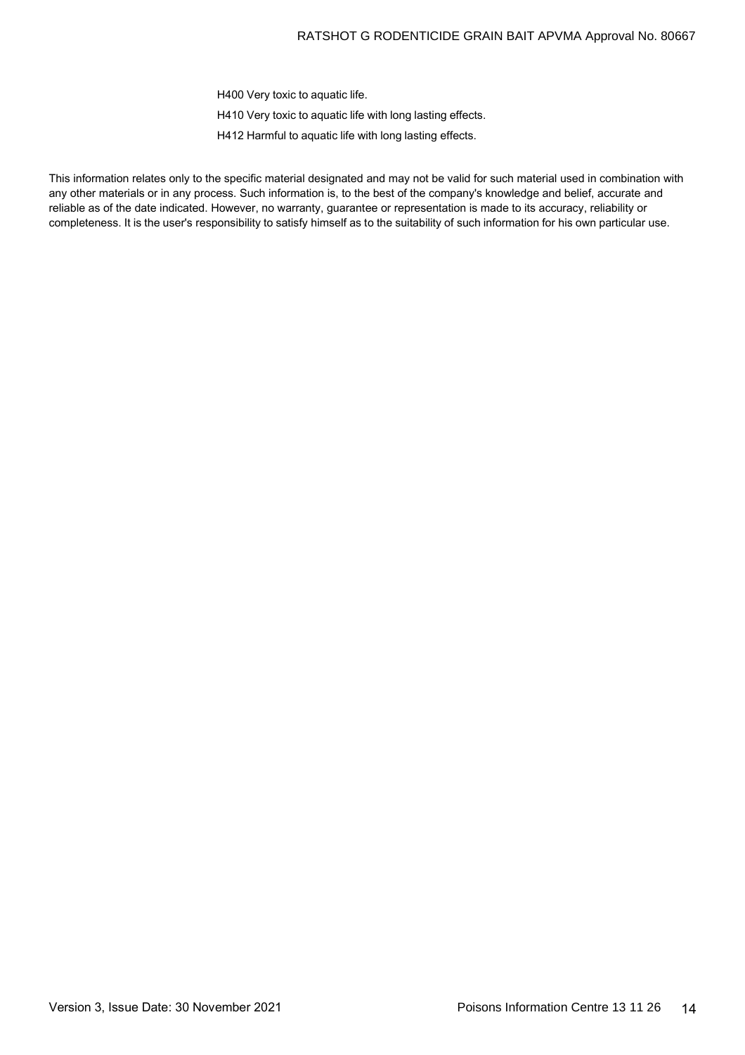H400 Very toxic to aquatic life.

H410 Very toxic to aquatic life with long lasting effects.

H412 Harmful to aquatic life with long lasting effects.

This information relates only to the specific material designated and may not be valid for such material used in combination with any other materials or in any process. Such information is, to the best of the company's knowledge and belief, accurate and reliable as of the date indicated. However, no warranty, guarantee or representation is made to its accuracy, reliability or completeness. It is the user's responsibility to satisfy himself as to the suitability of such information for his own particular use.